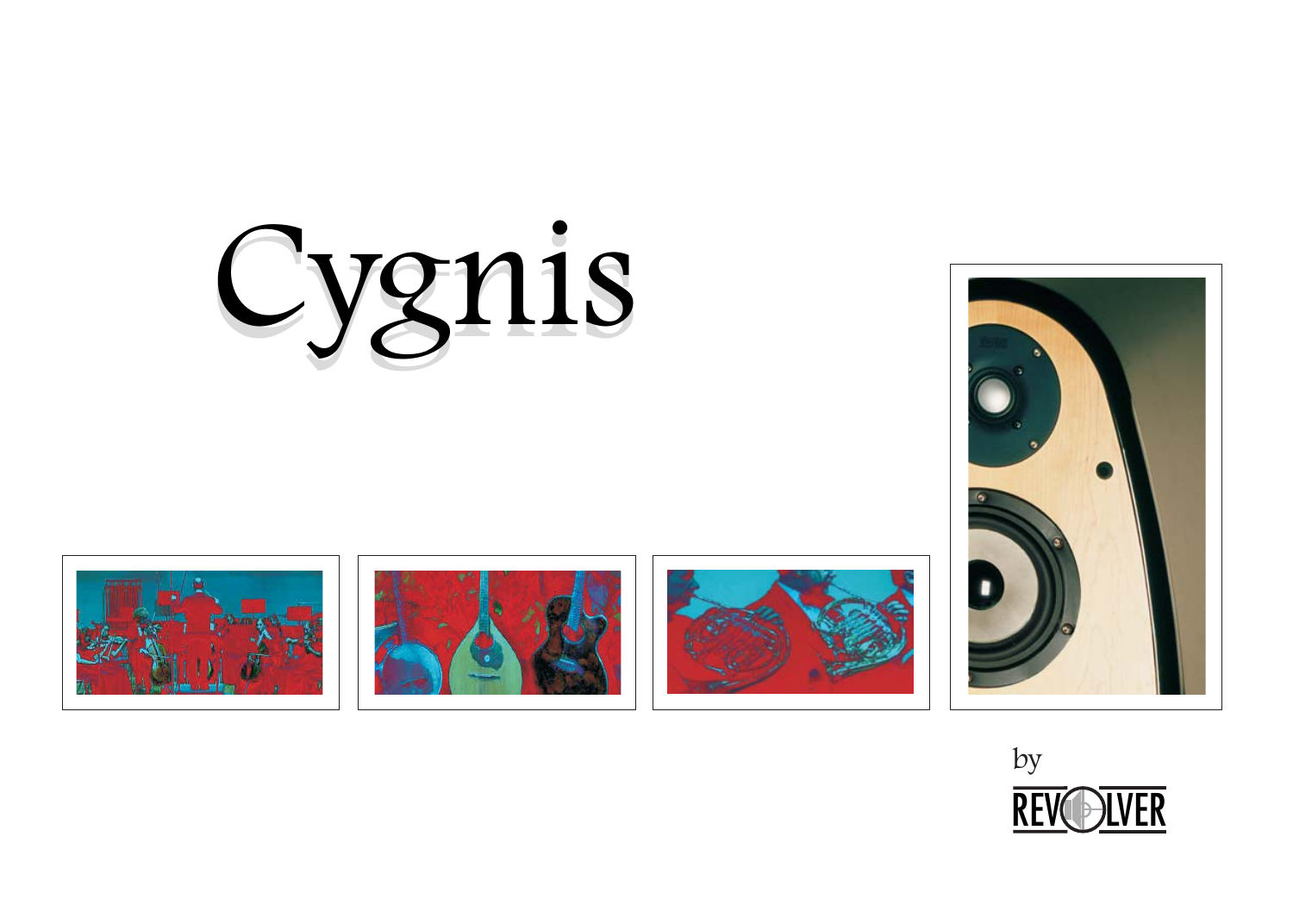# Cygnis

by

REVOLVER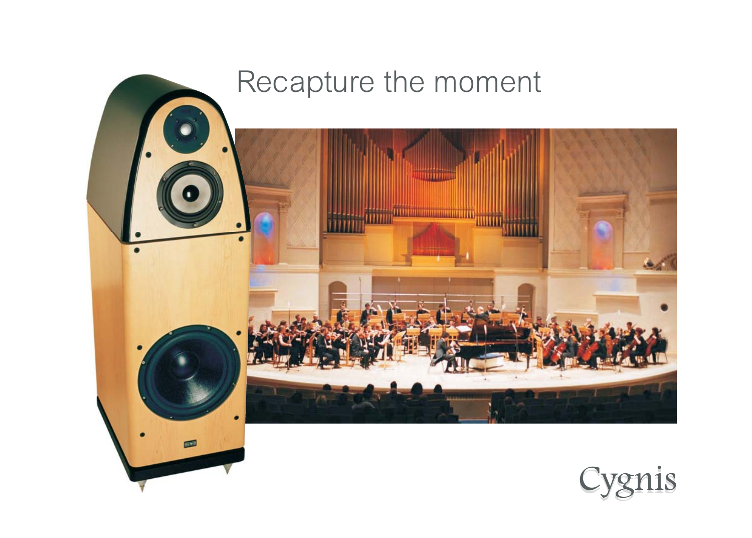Recapture the moment

Cygnis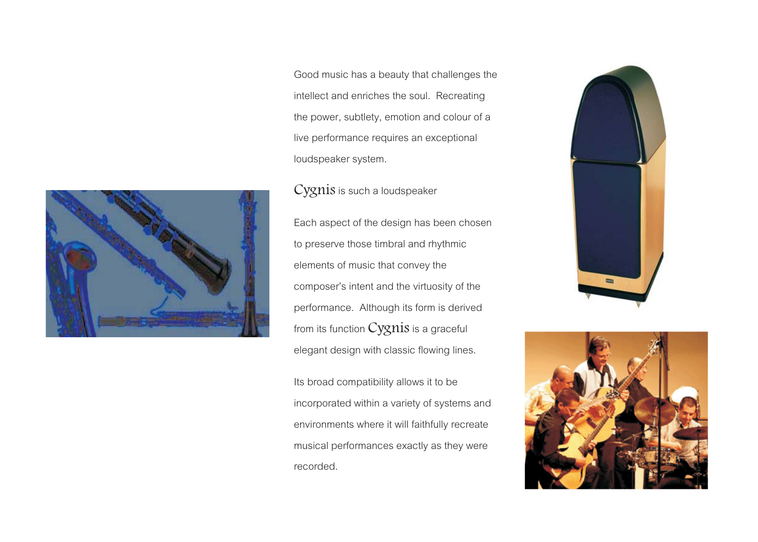Good music has a beauty that challenges the intellect and enriches the soul. Recreating the power, subtlety, emotion and colour of a live performance requires an exceptional loudspeaker system.

Cygnis is such a loudspeaker

Each aspect of the design has been chosen to preserve those timbral and rhythmic elements of music that convey the composer's intent and the virtuosity of the performance. Although its form is derived from its function Cygnis is a graceful elegant design with classic flowing lines.

Its broad compatibility allows it to be incorporated within a variety of systems and environments where it will faithfully recreate musical performances exactly as they were recorded.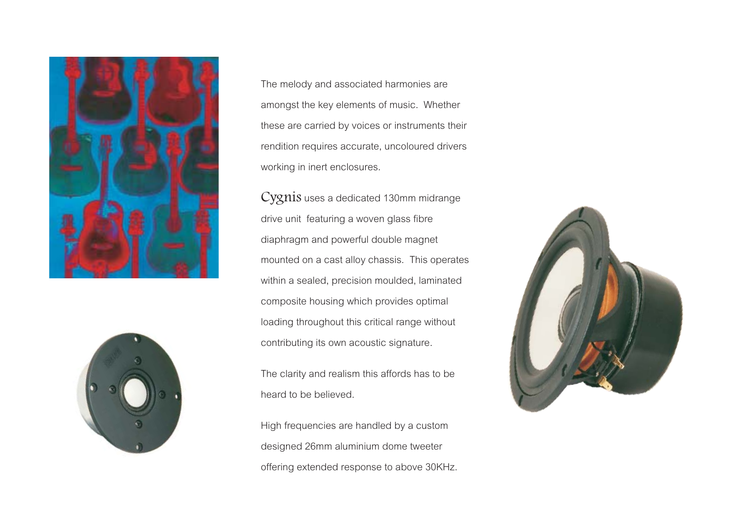The melody and associated harmonies are amongst the key elements of music. Whether these are carried by voices or instruments their rendition requires accurate, uncoloured drivers working in inert enclosures.

Cygnis uses a dedicated 130mm midrange drive unit featuring a woven glass fibre diaphragm and powerful double magnet mounted on a cast alloy chassis. This operates within a sealed, precision moulded, laminated composite housing which provides optimal loading throughout this critical range without contributing its own acoustic signature.

The clarity and realism this affords has to be heard to be believed.

High frequencies are handled by a custom designed 26mm aluminium dome tweeter offering extended response to above 30KHz.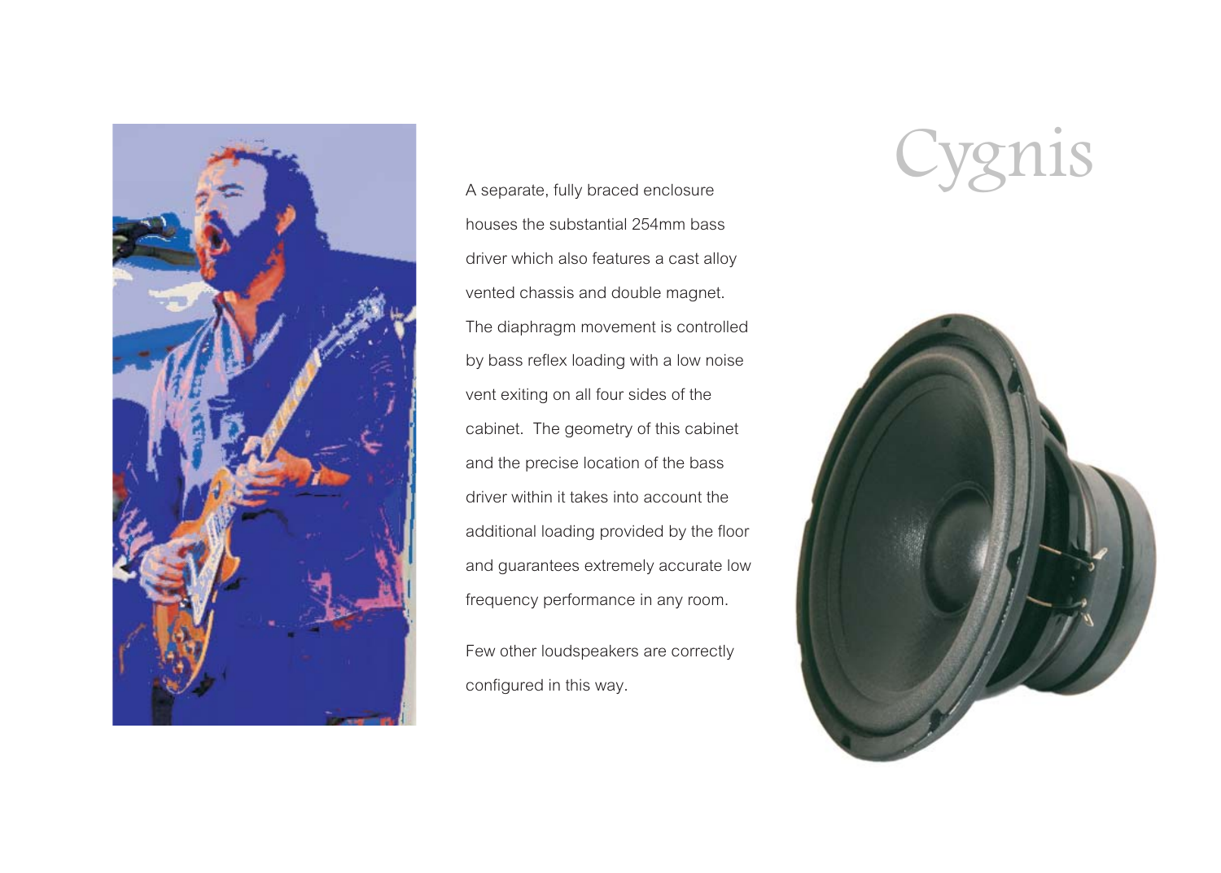# Cygnis

A separate, fully braced enclosure houses the substantial 254mm bass driver which also features a cast alloy vented chassis and double magnet. The diaphragm movement is controlled by bass reflex loading with a low noise vent exiting on all four sides of the cabinet. The geometry of this cabinet and the precise location of the bass driver within it takes into account the additional loading provided by the floor and guarantees extremely accurate low frequency performance in any room.

Few other loudspeakers are correctly configured in this way.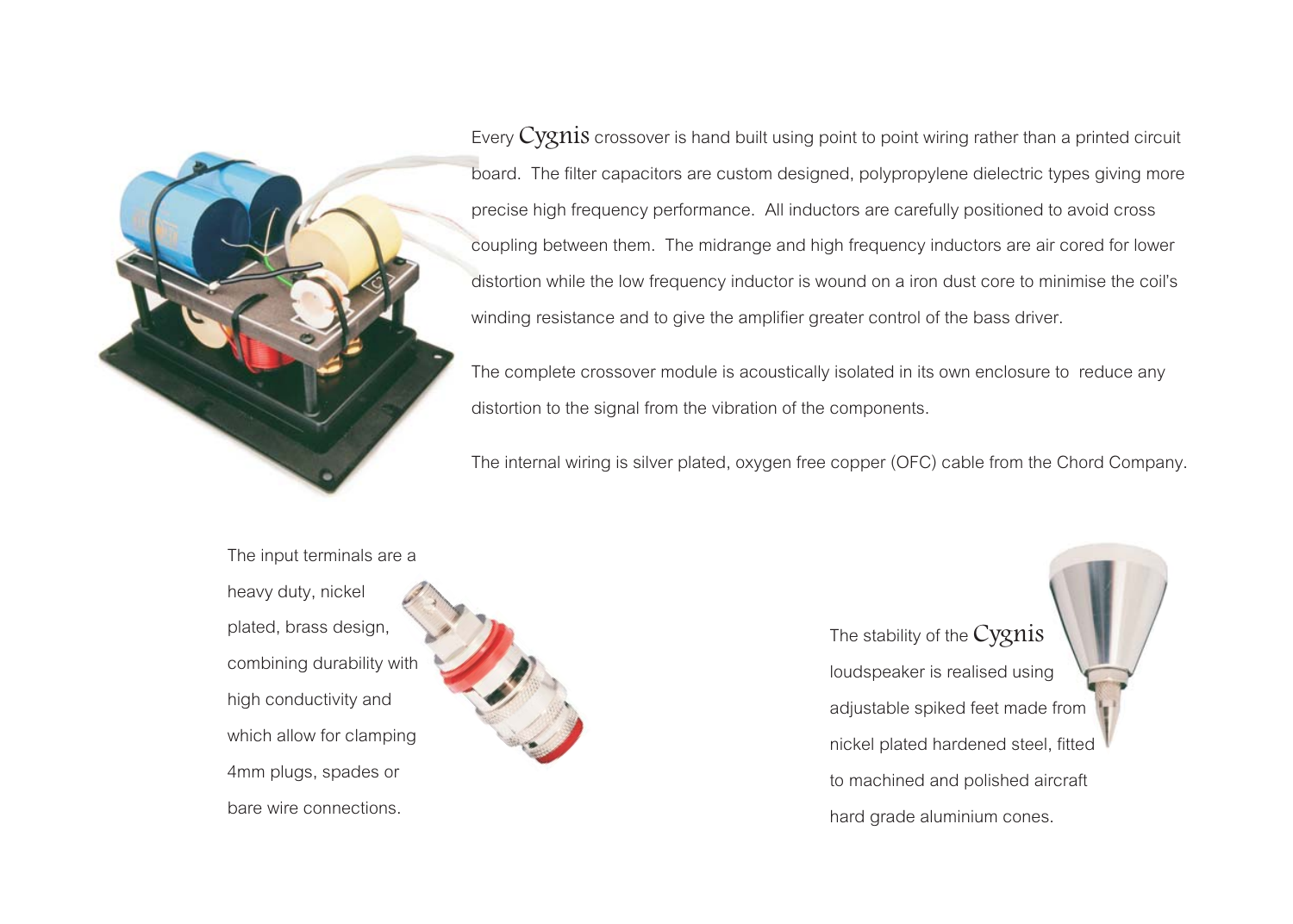Every Cygnis crossover is hand built using point to point wiring rather than a printed circuit board. The filter capacitors are custom designed, polypropylene dielectric types giving more precise high frequency performance. All inductors are carefully positioned to avoid cross coupling between them. The midrange and high frequency inductors are air cored for lower distortion while the low frequency inductor is wound on a iron dust core to minimise the coil's winding resistance and to give the amplifier greater control of the bass driver.

The complete crossover module is acoustically isolated in its own enclosure to reduce any distortion to the signal from the vibration of the components.

The internal wiring is silver plated, oxygen free copper (OFC) cable from the Chord Company.

The input terminals are a heavy duty, nickel plated, brass design, combining durability with high conductivity and which allow for clamping 4mm plugs, spades or bare wire connections.

The stability of the Cygnis loudspeaker is realised using adjustable spiked feet made from nickel plated hardened steel, fitted to machined and polished aircraft hard grade aluminium cones.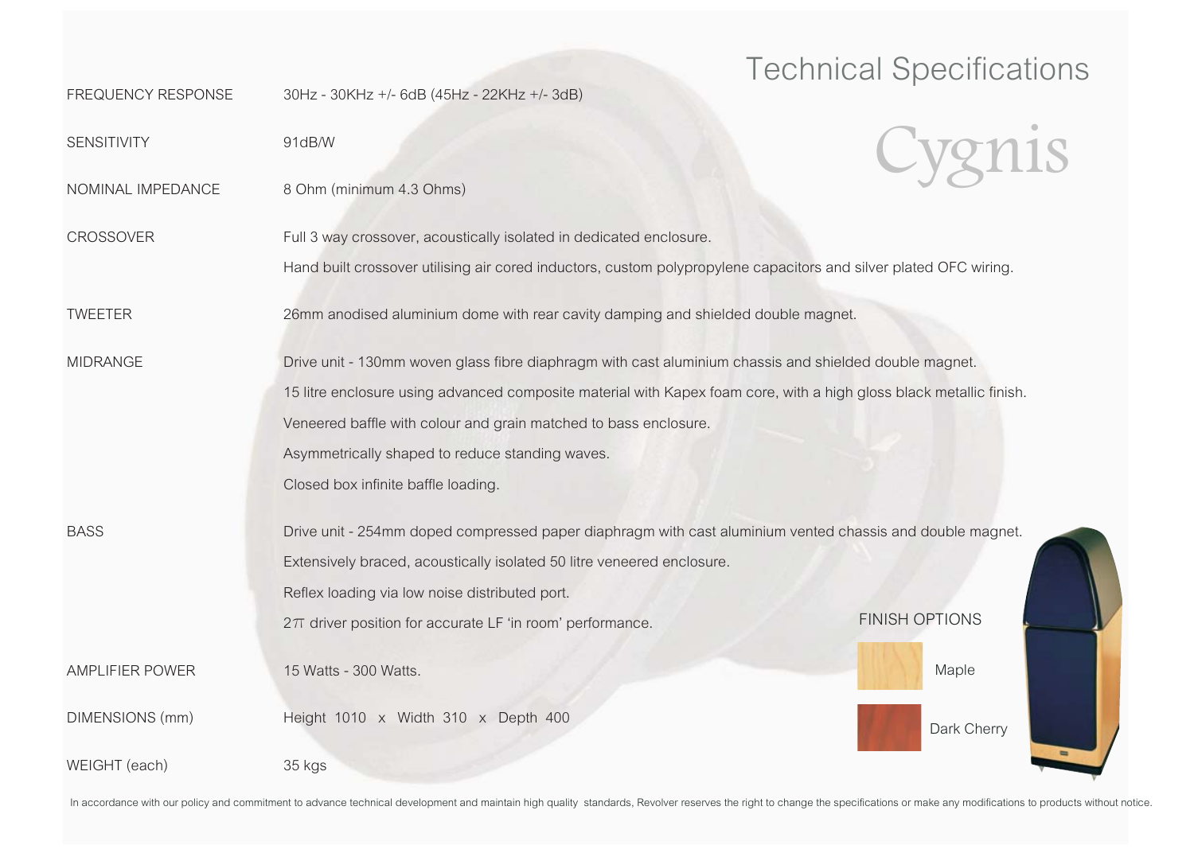# Technical Specifications

## Cygnis

| | |
|---|---|
| FREQUENCY RESPONSE | 30Hz - 30KHz +/- 6dB (45Hz - 22KHz +/- 3dB) |
| SENSITIVITY | 91dB/W |
| NOMINAL IMPEDANCE | 8 Ohm (minimum 4.3 Ohms) |
| CROSSOVER | Full 3 way crossover, acoustically isolated in dedicated enclosure.<br>Hand built crossover utilising air cored inductors, custom polypropylene capacitors and silver plated OFC wiring. |
| TWEETER | 26mm anodised aluminium dome with rear cavity damping and shielded double magnet. |
| MIDRANGE | Drive unit - 130mm woven glass fibre diaphragm with cast aluminium chassis and shielded double magnet.<br>15 litre enclosure using advanced composite material with Kapex foam core, with a high gloss black metallic finish.<br>Veneered baffle with colour and grain matched to bass enclosure.<br>Asymmetrically shaped to reduce standing waves.<br>Closed box infinite baffle loading. |
| BASS | Drive unit - 254mm doped compressed paper diaphragm with cast aluminium vented chassis and double magnet.<br>Extensively braced, acoustically isolated 50 litre veneered enclosure.<br>Reflex loading via low noise distributed port.<br>$2\pi$ driver position for accurate LF 'in room' performance. |
| AMPLIFIER POWER | 15 Watts - 300 Watts. |
| DIMENSIONS (mm) | Height 1010 x Width 310 x Depth 400 |
| WEIGHT (each) | 35 kgs |

### FINISH OPTIONS

- Maple
- Dark Cherry

In accordance with our policy and commitment to advance technical development and maintain high quality standards, Revolver reserves the right to change the specifications or make any modifications to products without notice.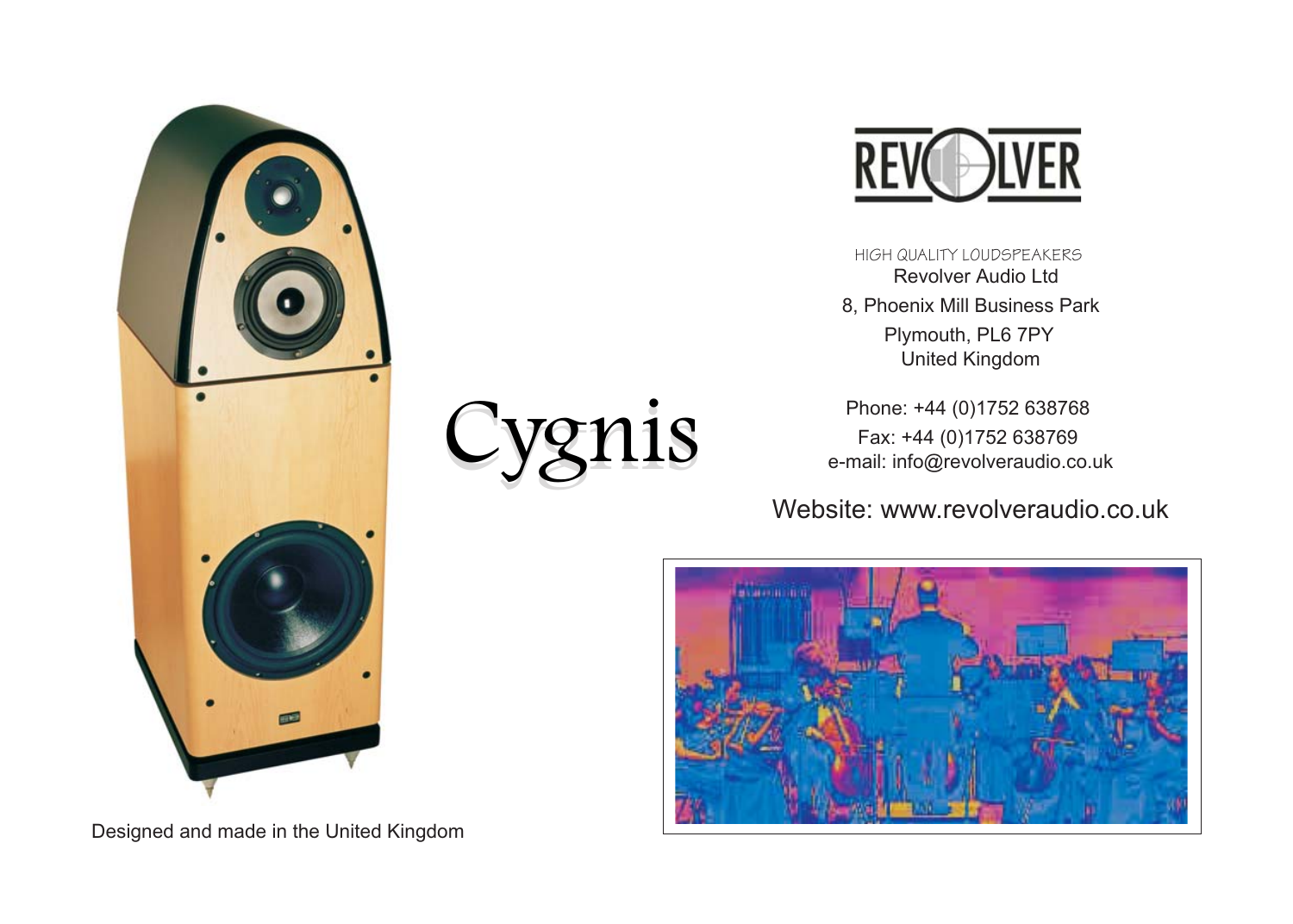# Cygnis

REVOLVER

HIGH QUALITY LOUDSPEAKERS

Revolver Audio Ltd

8, Phoenix Mill Business Park

Plymouth, PL6 7PY

United Kingdom

Phone: +44 (0)1752 638768

Fax: +44 (0)1752 638769

e-mail: info@revolveraudio.co.uk

Website: www.revolveraudio.co.uk

Designed and made in the United Kingdom